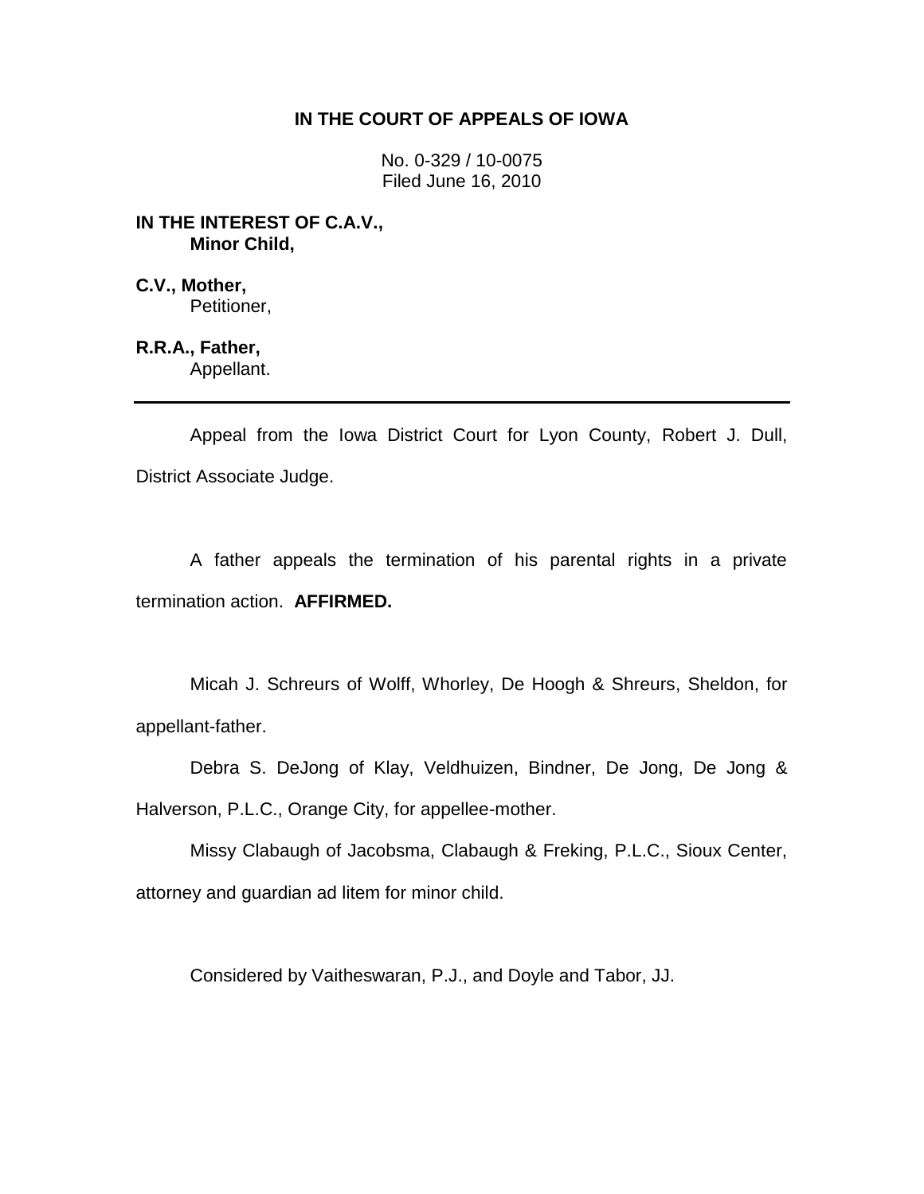# IN THE COURT OF APPEALS OF IOWA

No. 0-329 / 10-0075
Filed June 16, 2010

**IN THE INTEREST OF C.A.V.,**
**Minor Child,**

**C.V., Mother,**
Petitioner,

**R.R.A., Father,**
Appellant.

---

Appeal from the Iowa District Court for Lyon County, Robert J. Dull, District Associate Judge.

A father appeals the termination of his parental rights in a private termination action. **AFFIRMED.**

Micah J. Schreurs of Wolff, Whorley, De Hoogh & Shreurs, Sheldon, for appellant-father.

Debra S. DeJong of Klay, Veldhuizen, Bindner, De Jong, De Jong & Halverson, P.L.C., Orange City, for appellee-mother.

Missy Clabaugh of Jacobsma, Clabaugh & Freking, P.L.C., Sioux Center, attorney and guardian ad litem for minor child.

Considered by Vaitheswaran, P.J., and Doyle and Tabor, JJ.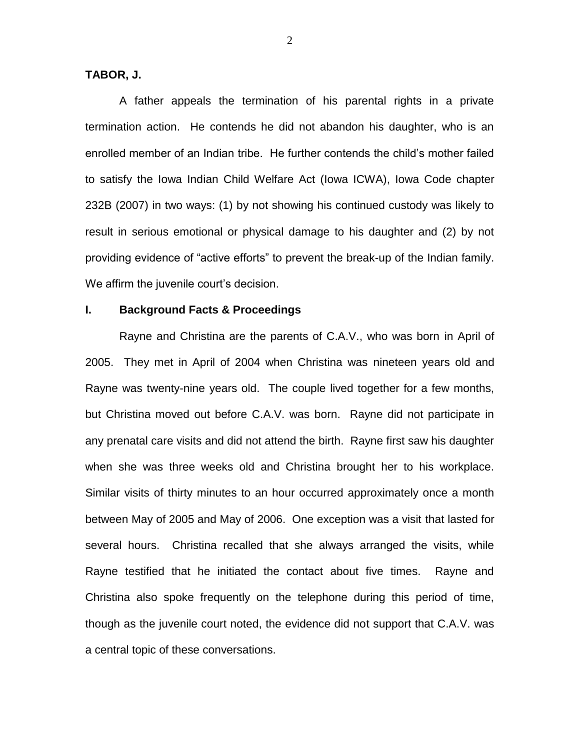**TABOR, J.**

A father appeals the termination of his parental rights in a private termination action. He contends he did not abandon his daughter, who is an enrolled member of an Indian tribe. He further contends the child's mother failed to satisfy the Iowa Indian Child Welfare Act (Iowa ICWA), Iowa Code chapter 232B (2007) in two ways: (1) by not showing his continued custody was likely to result in serious emotional or physical damage to his daughter and (2) by not providing evidence of "active efforts" to prevent the break-up of the Indian family. We affirm the juvenile court's decision.

## I. Background Facts & Proceedings

Rayne and Christina are the parents of C.A.V., who was born in April of 2005. They met in April of 2004 when Christina was nineteen years old and Rayne was twenty-nine years old. The couple lived together for a few months, but Christina moved out before C.A.V. was born. Rayne did not participate in any prenatal care visits and did not attend the birth. Rayne first saw his daughter when she was three weeks old and Christina brought her to his workplace. Similar visits of thirty minutes to an hour occurred approximately once a month between May of 2005 and May of 2006. One exception was a visit that lasted for several hours. Christina recalled that she always arranged the visits, while Rayne testified that he initiated the contact about five times. Rayne and Christina also spoke frequently on the telephone during this period of time, though as the juvenile court noted, the evidence did not support that C.A.V. was a central topic of these conversations.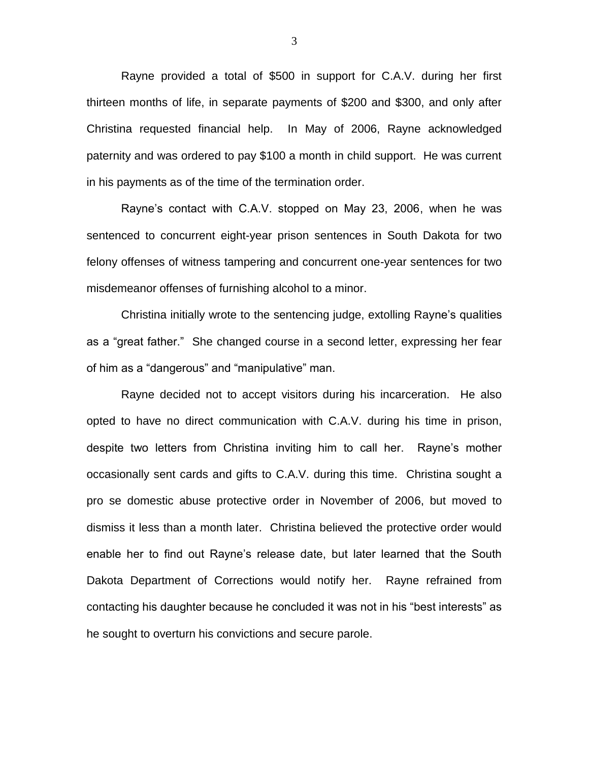Rayne provided a total of $500 in support for C.A.V. during her first thirteen months of life, in separate payments of $200 and $300, and only after Christina requested financial help. In May of 2006, Rayne acknowledged paternity and was ordered to pay $100 a month in child support. He was current in his payments as of the time of the termination order.

Rayne's contact with C.A.V. stopped on May 23, 2006, when he was sentenced to concurrent eight-year prison sentences in South Dakota for two felony offenses of witness tampering and concurrent one-year sentences for two misdemeanor offenses of furnishing alcohol to a minor.

Christina initially wrote to the sentencing judge, extolling Rayne's qualities as a "great father." She changed course in a second letter, expressing her fear of him as a "dangerous" and "manipulative" man.

Rayne decided not to accept visitors during his incarceration. He also opted to have no direct communication with C.A.V. during his time in prison, despite two letters from Christina inviting him to call her. Rayne's mother occasionally sent cards and gifts to C.A.V. during this time. Christina sought a pro se domestic abuse protective order in November of 2006, but moved to dismiss it less than a month later. Christina believed the protective order would enable her to find out Rayne's release date, but later learned that the South Dakota Department of Corrections would notify her. Rayne refrained from contacting his daughter because he concluded it was not in his "best interests" as he sought to overturn his convictions and secure parole.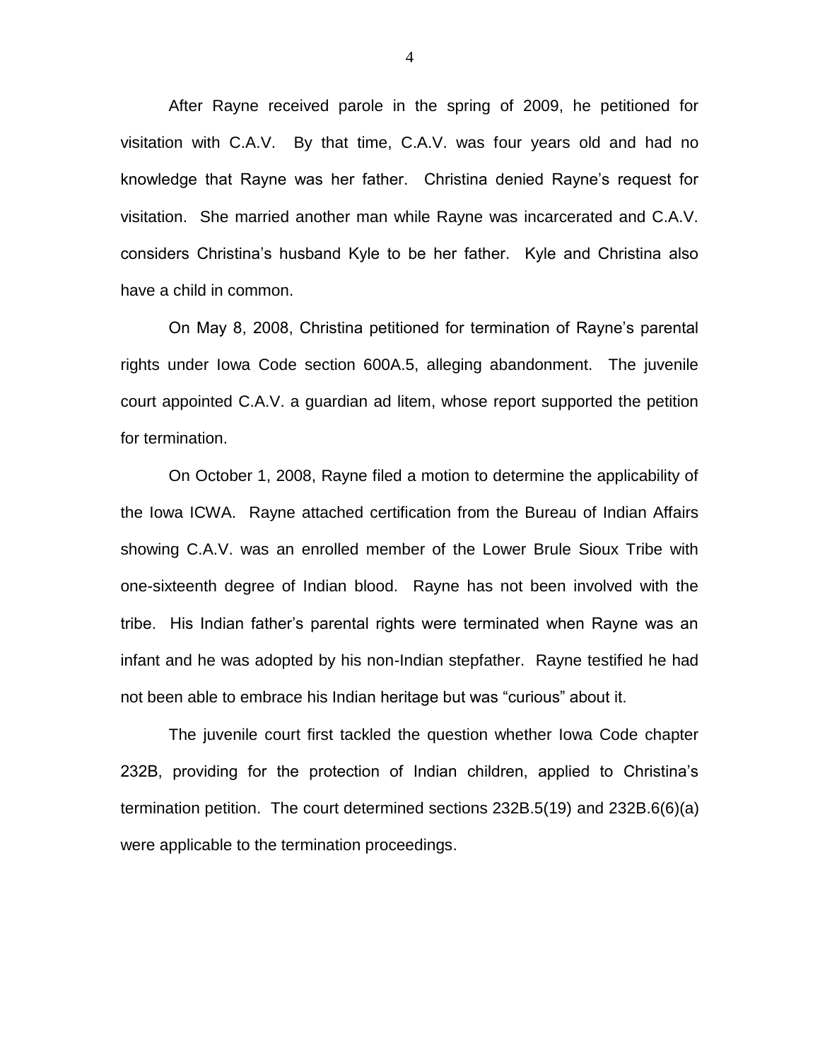After Rayne received parole in the spring of 2009, he petitioned for visitation with C.A.V. By that time, C.A.V. was four years old and had no knowledge that Rayne was her father. Christina denied Rayne's request for visitation. She married another man while Rayne was incarcerated and C.A.V. considers Christina's husband Kyle to be her father. Kyle and Christina also have a child in common.

On May 8, 2008, Christina petitioned for termination of Rayne's parental rights under Iowa Code section 600A.5, alleging abandonment. The juvenile court appointed C.A.V. a guardian ad litem, whose report supported the petition for termination.

On October 1, 2008, Rayne filed a motion to determine the applicability of the Iowa ICWA. Rayne attached certification from the Bureau of Indian Affairs showing C.A.V. was an enrolled member of the Lower Brule Sioux Tribe with one-sixteenth degree of Indian blood. Rayne has not been involved with the tribe. His Indian father's parental rights were terminated when Rayne was an infant and he was adopted by his non-Indian stepfather. Rayne testified he had not been able to embrace his Indian heritage but was "curious" about it.

The juvenile court first tackled the question whether Iowa Code chapter 232B, providing for the protection of Indian children, applied to Christina's termination petition. The court determined sections 232B.5(19) and 232B.6(6)(a) were applicable to the termination proceedings.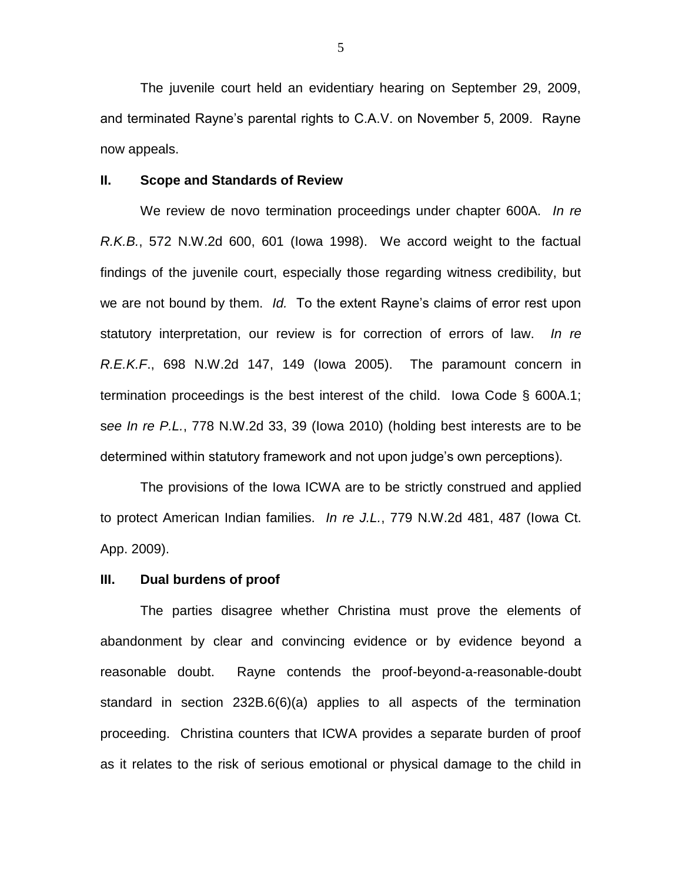The juvenile court held an evidentiary hearing on September 29, 2009, and terminated Rayne's parental rights to C.A.V. on November 5, 2009. Rayne now appeals.

## II. Scope and Standards of Review

We review de novo termination proceedings under chapter 600A. *In re R.K.B.*, 572 N.W.2d 600, 601 (Iowa 1998). We accord weight to the factual findings of the juvenile court, especially those regarding witness credibility, but we are not bound by them. *Id.* To the extent Rayne's claims of error rest upon statutory interpretation, our review is for correction of errors of law. *In re R.E.K.F*., 698 N.W.2d 147, 149 (Iowa 2005). The paramount concern in termination proceedings is the best interest of the child. Iowa Code § 600A.1; s*ee In re P.L.*, 778 N.W.2d 33, 39 (Iowa 2010) (holding best interests are to be determined within statutory framework and not upon judge's own perceptions).

The provisions of the Iowa ICWA are to be strictly construed and applied to protect American Indian families. *In re J.L.*, 779 N.W.2d 481, 487 (Iowa Ct. App. 2009).

## III. Dual burdens of proof

The parties disagree whether Christina must prove the elements of abandonment by clear and convincing evidence or by evidence beyond a reasonable doubt. Rayne contends the proof-beyond-a-reasonable-doubt standard in section 232B.6(6)(a) applies to all aspects of the termination proceeding. Christina counters that ICWA provides a separate burden of proof as it relates to the risk of serious emotional or physical damage to the child in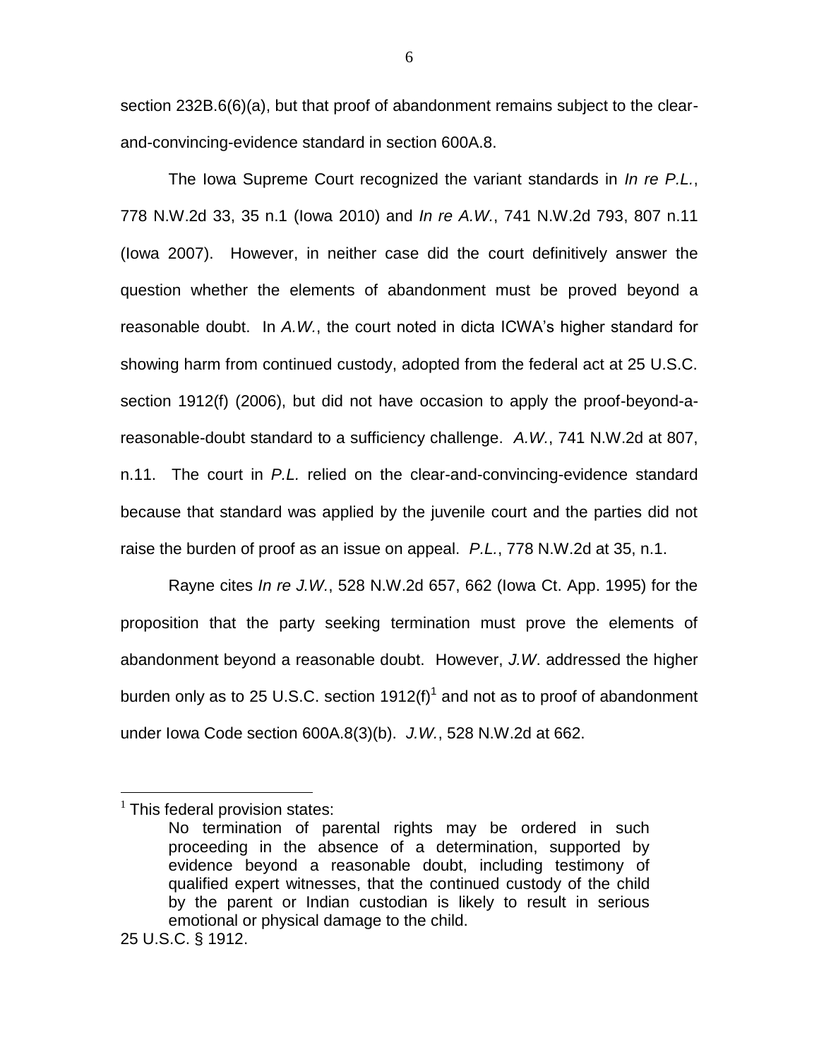section 232B.6(6)(a), but that proof of abandonment remains subject to the clear-and-convincing-evidence standard in section 600A.8.

The Iowa Supreme Court recognized the variant standards in *In re P.L.*, 778 N.W.2d 33, 35 n.1 (Iowa 2010) and *In re A.W.*, 741 N.W.2d 793, 807 n.11 (Iowa 2007). However, in neither case did the court definitively answer the question whether the elements of abandonment must be proved beyond a reasonable doubt. In *A.W.*, the court noted in dicta ICWA's higher standard for showing harm from continued custody, adopted from the federal act at 25 U.S.C. section 1912(f) (2006), but did not have occasion to apply the proof-beyond-a-reasonable-doubt standard to a sufficiency challenge. *A.W.*, 741 N.W.2d at 807, n.11. The court in *P.L.* relied on the clear-and-convincing-evidence standard because that standard was applied by the juvenile court and the parties did not raise the burden of proof as an issue on appeal. *P.L.*, 778 N.W.2d at 35, n.1.

Rayne cites *In re J.W.*, 528 N.W.2d 657, 662 (Iowa Ct. App. 1995) for the proposition that the party seeking termination must prove the elements of abandonment beyond a reasonable doubt. However, *J.W*. addressed the higher burden only as to 25 U.S.C. section 1912(f)[1] and not as to proof of abandonment under Iowa Code section 600A.8(3)(b). *J.W.*, 528 N.W.2d at 662.

---

[1] This federal provision states:

> No termination of parental rights may be ordered in such proceeding in the absence of a determination, supported by evidence beyond a reasonable doubt, including testimony of qualified expert witnesses, that the continued custody of the child by the parent or Indian custodian is likely to result in serious emotional or physical damage to the child.

25 U.S.C. § 1912.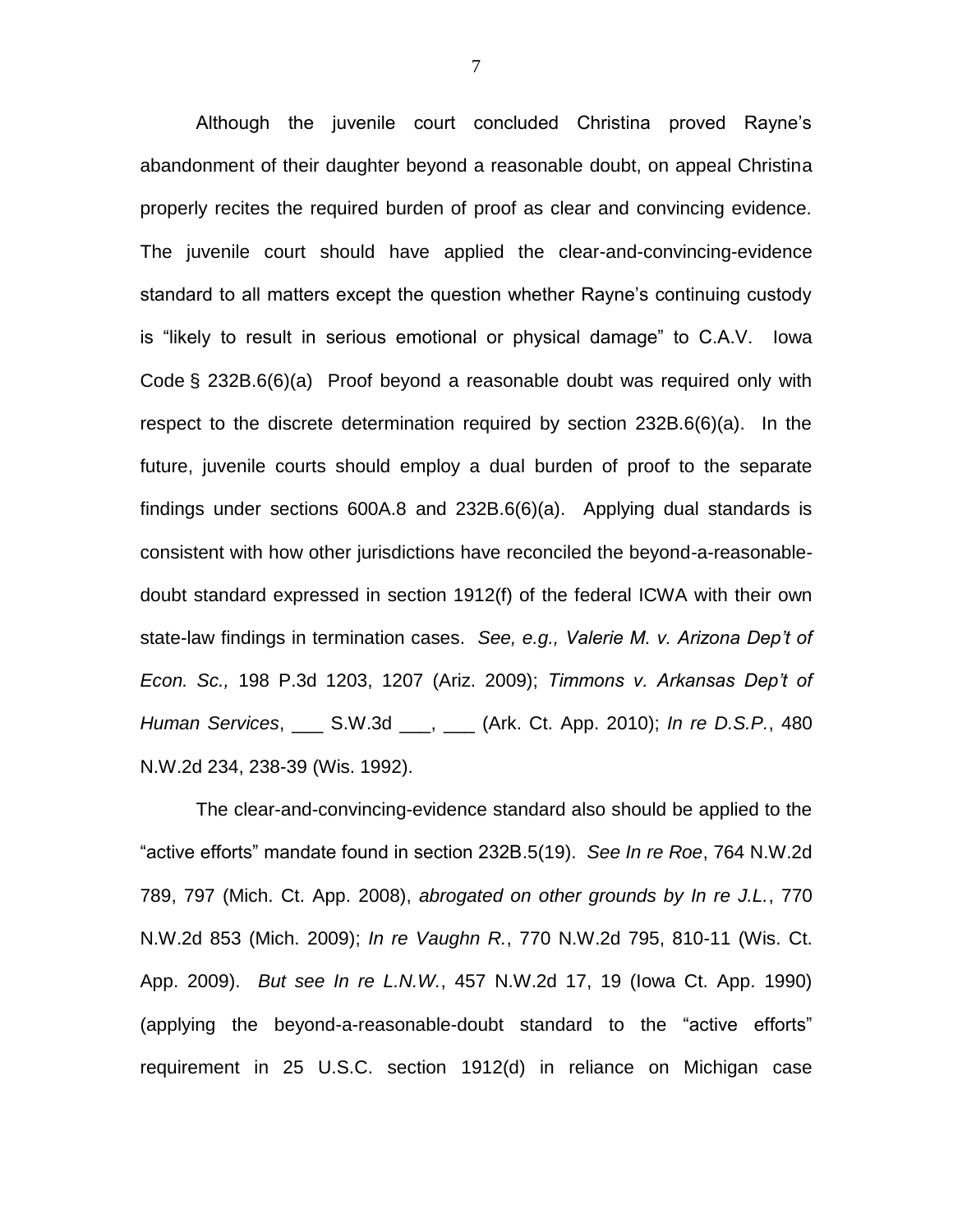Although the juvenile court concluded Christina proved Rayne's abandonment of their daughter beyond a reasonable doubt, on appeal Christina properly recites the required burden of proof as clear and convincing evidence. The juvenile court should have applied the clear-and-convincing-evidence standard to all matters except the question whether Rayne's continuing custody is "likely to result in serious emotional or physical damage" to C.A.V. Iowa Code § 232B.6(6)(a) Proof beyond a reasonable doubt was required only with respect to the discrete determination required by section 232B.6(6)(a). In the future, juvenile courts should employ a dual burden of proof to the separate findings under sections 600A.8 and 232B.6(6)(a). Applying dual standards is consistent with how other jurisdictions have reconciled the beyond-a-reasonable-doubt standard expressed in section 1912(f) of the federal ICWA with their own state-law findings in termination cases. *See, e.g., Valerie M. v. Arizona Dep't of Econ. Sc.,* 198 P.3d 1203, 1207 (Ariz. 2009); *Timmons v. Arkansas Dep't of Human Services*, ___ S.W.3d ___, ___ (Ark. Ct. App. 2010); *In re D.S.P.*, 480 N.W.2d 234, 238-39 (Wis. 1992).

The clear-and-convincing-evidence standard also should be applied to the "active efforts" mandate found in section 232B.5(19). *See In re Roe*, 764 N.W.2d 789, 797 (Mich. Ct. App. 2008), *abrogated on other grounds by In re J.L.*, 770 N.W.2d 853 (Mich. 2009); *In re Vaughn R.*, 770 N.W.2d 795, 810-11 (Wis. Ct. App. 2009). *But see In re L.N.W.*, 457 N.W.2d 17, 19 (Iowa Ct. App. 1990) (applying the beyond-a-reasonable-doubt standard to the "active efforts" requirement in 25 U.S.C. section 1912(d) in reliance on Michigan case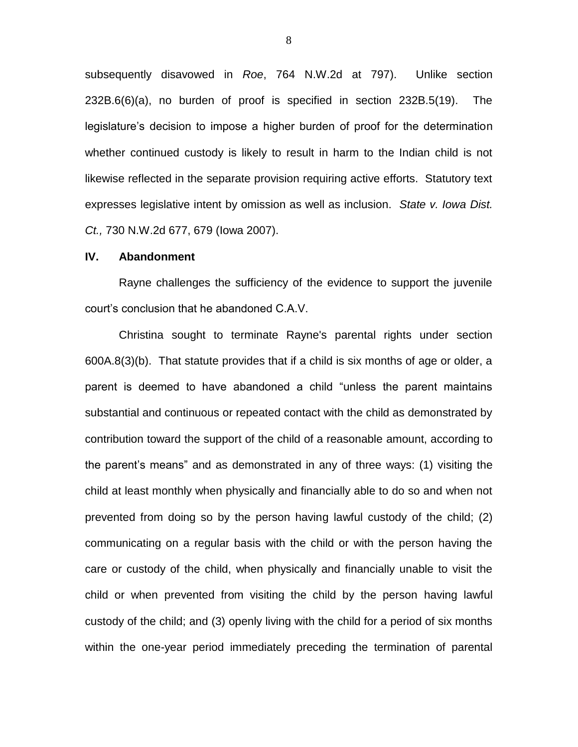subsequently disavowed in *Roe*, 764 N.W.2d at 797). Unlike section 232B.6(6)(a), no burden of proof is specified in section 232B.5(19). The legislature's decision to impose a higher burden of proof for the determination whether continued custody is likely to result in harm to the Indian child is not likewise reflected in the separate provision requiring active efforts. Statutory text expresses legislative intent by omission as well as inclusion. *State v. Iowa Dist. Ct.,* 730 N.W.2d 677, 679 (Iowa 2007).

## IV. Abandonment

Rayne challenges the sufficiency of the evidence to support the juvenile court's conclusion that he abandoned C.A.V.

Christina sought to terminate Rayne's parental rights under section 600A.8(3)(b). That statute provides that if a child is six months of age or older, a parent is deemed to have abandoned a child "unless the parent maintains substantial and continuous or repeated contact with the child as demonstrated by contribution toward the support of the child of a reasonable amount, according to the parent's means" and as demonstrated in any of three ways: (1) visiting the child at least monthly when physically and financially able to do so and when not prevented from doing so by the person having lawful custody of the child; (2) communicating on a regular basis with the child or with the person having the care or custody of the child, when physically and financially unable to visit the child or when prevented from visiting the child by the person having lawful custody of the child; and (3) openly living with the child for a period of six months within the one-year period immediately preceding the termination of parental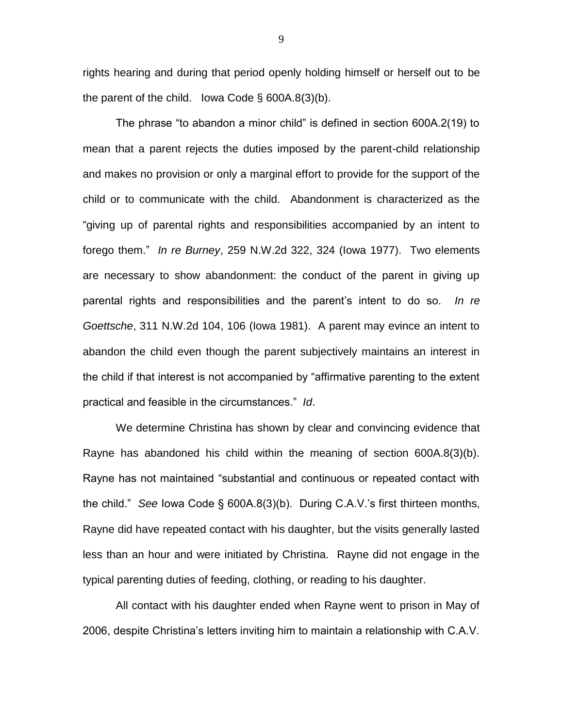rights hearing and during that period openly holding himself or herself out to be the parent of the child. Iowa Code § 600A.8(3)(b).

The phrase "to abandon a minor child" is defined in section 600A.2(19) to mean that a parent rejects the duties imposed by the parent-child relationship and makes no provision or only a marginal effort to provide for the support of the child or to communicate with the child. Abandonment is characterized as the "giving up of parental rights and responsibilities accompanied by an intent to forego them." *In re Burney*, 259 N.W.2d 322, 324 (Iowa 1977). Two elements are necessary to show abandonment: the conduct of the parent in giving up parental rights and responsibilities and the parent's intent to do so. *In re Goettsche*, 311 N.W.2d 104, 106 (Iowa 1981). A parent may evince an intent to abandon the child even though the parent subjectively maintains an interest in the child if that interest is not accompanied by "affirmative parenting to the extent practical and feasible in the circumstances." *Id*.

We determine Christina has shown by clear and convincing evidence that Rayne has abandoned his child within the meaning of section 600A.8(3)(b). Rayne has not maintained "substantial and continuous or repeated contact with the child." *See* Iowa Code § 600A.8(3)(b). During C.A.V.'s first thirteen months, Rayne did have repeated contact with his daughter, but the visits generally lasted less than an hour and were initiated by Christina. Rayne did not engage in the typical parenting duties of feeding, clothing, or reading to his daughter.

All contact with his daughter ended when Rayne went to prison in May of 2006, despite Christina's letters inviting him to maintain a relationship with C.A.V.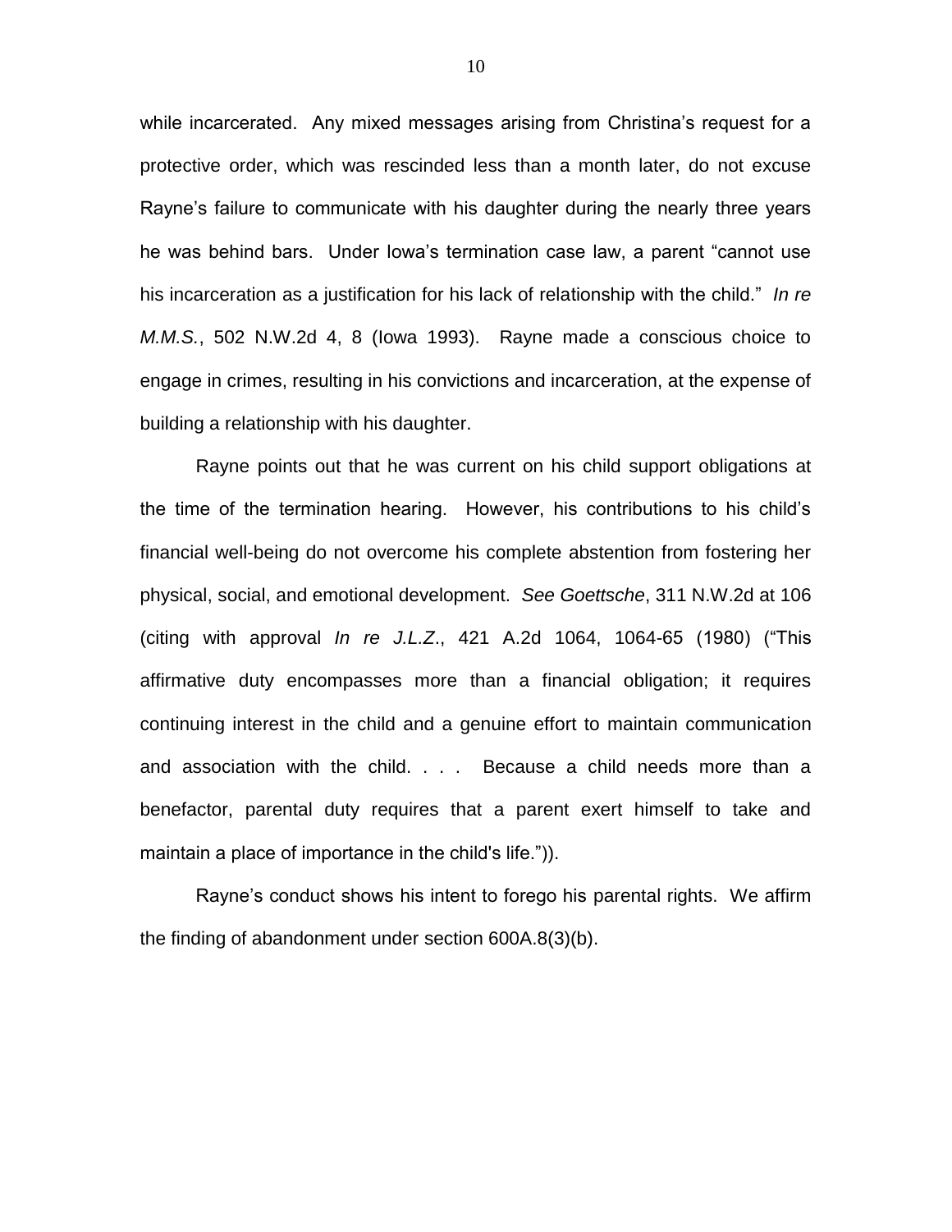while incarcerated. Any mixed messages arising from Christina's request for a protective order, which was rescinded less than a month later, do not excuse Rayne's failure to communicate with his daughter during the nearly three years he was behind bars. Under Iowa's termination case law, a parent "cannot use his incarceration as a justification for his lack of relationship with the child." *In re M.M.S.*, 502 N.W.2d 4, 8 (Iowa 1993). Rayne made a conscious choice to engage in crimes, resulting in his convictions and incarceration, at the expense of building a relationship with his daughter.

Rayne points out that he was current on his child support obligations at the time of the termination hearing. However, his contributions to his child's financial well-being do not overcome his complete abstention from fostering her physical, social, and emotional development. *See Goettsche*, 311 N.W.2d at 106 (citing with approval *In re J.L.Z.*, 421 A.2d 1064, 1064-65 (1980) ("This affirmative duty encompasses more than a financial obligation; it requires continuing interest in the child and a genuine effort to maintain communication and association with the child. . . . Because a child needs more than a benefactor, parental duty requires that a parent exert himself to take and maintain a place of importance in the child's life.")).

Rayne's conduct shows his intent to forego his parental rights. We affirm the finding of abandonment under section 600A.8(3)(b).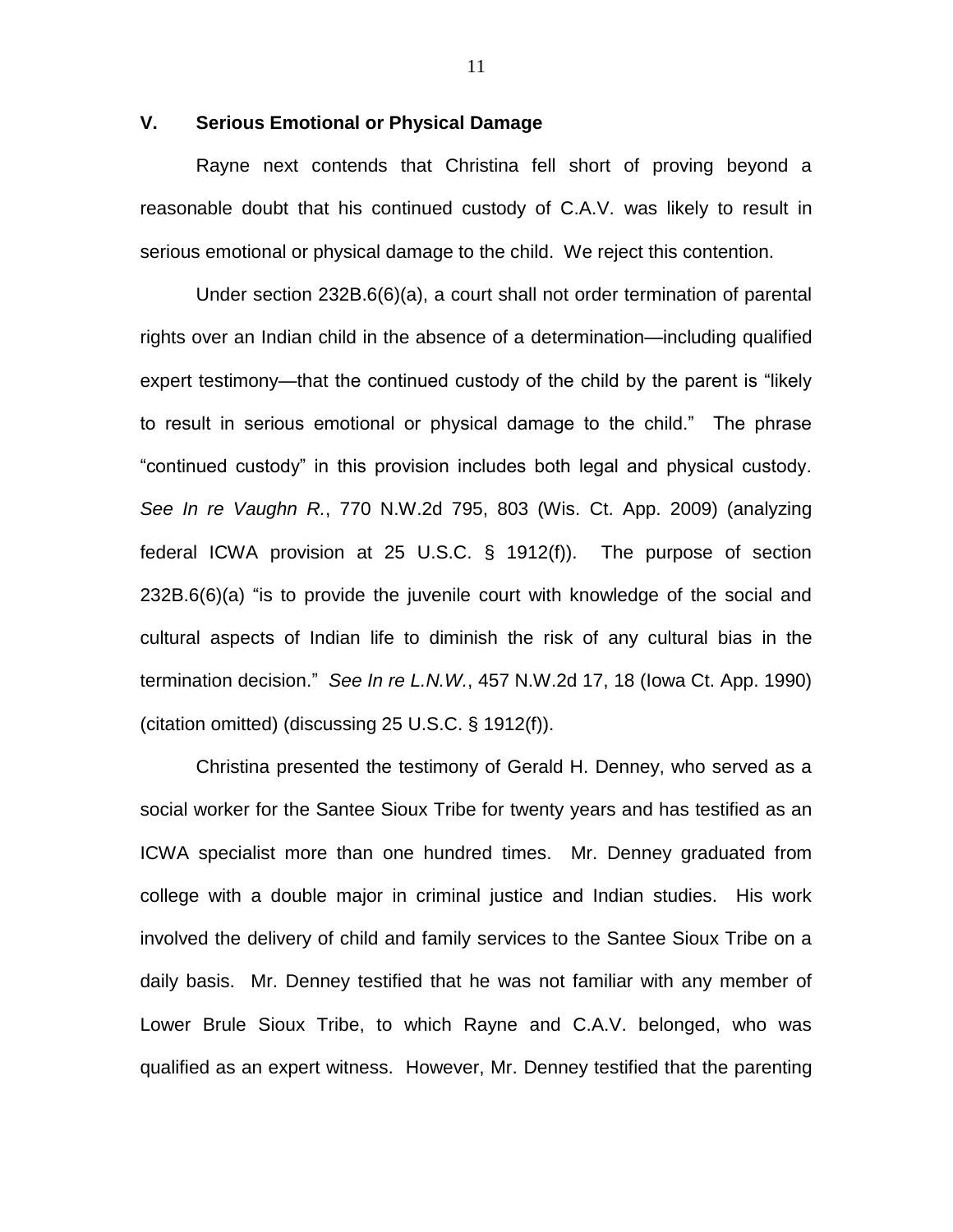## V. Serious Emotional or Physical Damage

Rayne next contends that Christina fell short of proving beyond a reasonable doubt that his continued custody of C.A.V. was likely to result in serious emotional or physical damage to the child. We reject this contention.

Under section 232B.6(6)(a), a court shall not order termination of parental rights over an Indian child in the absence of a determination—including qualified expert testimony—that the continued custody of the child by the parent is "likely to result in serious emotional or physical damage to the child." The phrase "continued custody" in this provision includes both legal and physical custody. *See In re Vaughn R.*, 770 N.W.2d 795, 803 (Wis. Ct. App. 2009) (analyzing federal ICWA provision at 25 U.S.C. § 1912(f)). The purpose of section 232B.6(6)(a) "is to provide the juvenile court with knowledge of the social and cultural aspects of Indian life to diminish the risk of any cultural bias in the termination decision." *See In re L.N.W.*, 457 N.W.2d 17, 18 (Iowa Ct. App. 1990) (citation omitted) (discussing 25 U.S.C. § 1912(f)).

Christina presented the testimony of Gerald H. Denney, who served as a social worker for the Santee Sioux Tribe for twenty years and has testified as an ICWA specialist more than one hundred times. Mr. Denney graduated from college with a double major in criminal justice and Indian studies. His work involved the delivery of child and family services to the Santee Sioux Tribe on a daily basis. Mr. Denney testified that he was not familiar with any member of Lower Brule Sioux Tribe, to which Rayne and C.A.V. belonged, who was qualified as an expert witness. However, Mr. Denney testified that the parenting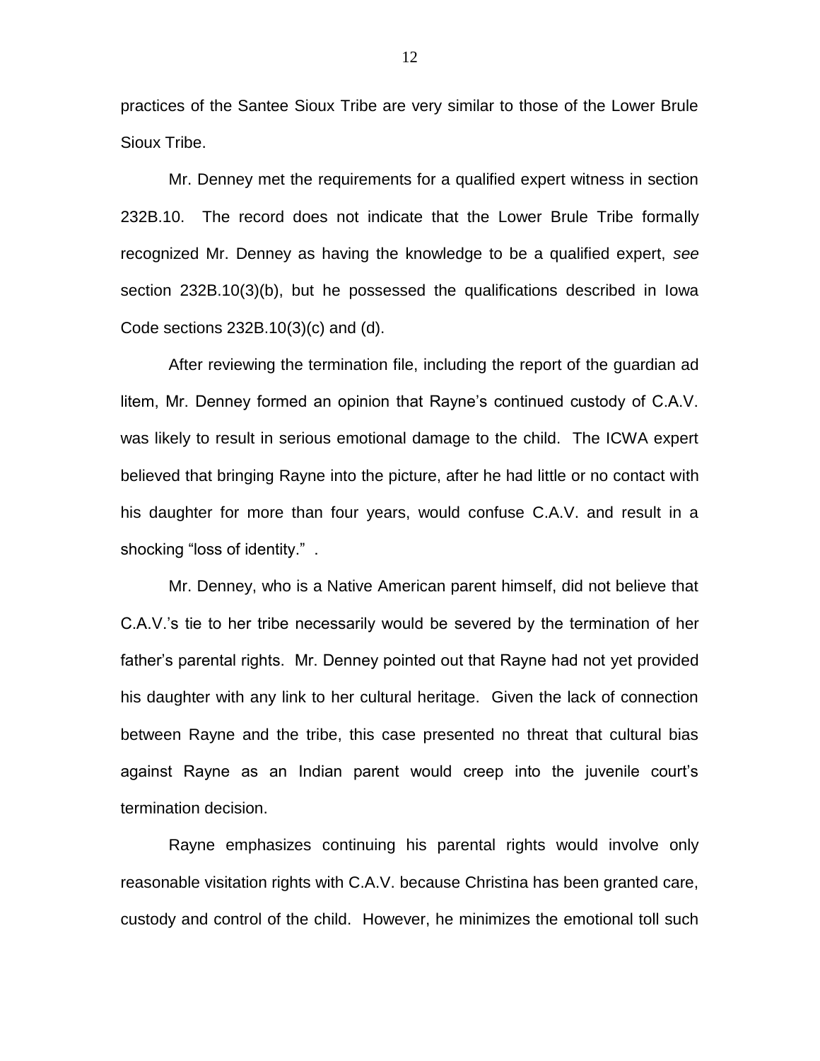practices of the Santee Sioux Tribe are very similar to those of the Lower Brule Sioux Tribe.

Mr. Denney met the requirements for a qualified expert witness in section 232B.10. The record does not indicate that the Lower Brule Tribe formally recognized Mr. Denney as having the knowledge to be a qualified expert, *see* section 232B.10(3)(b), but he possessed the qualifications described in Iowa Code sections 232B.10(3)(c) and (d).

After reviewing the termination file, including the report of the guardian ad litem, Mr. Denney formed an opinion that Rayne's continued custody of C.A.V. was likely to result in serious emotional damage to the child. The ICWA expert believed that bringing Rayne into the picture, after he had little or no contact with his daughter for more than four years, would confuse C.A.V. and result in a shocking "loss of identity." .

Mr. Denney, who is a Native American parent himself, did not believe that C.A.V.'s tie to her tribe necessarily would be severed by the termination of her father's parental rights. Mr. Denney pointed out that Rayne had not yet provided his daughter with any link to her cultural heritage. Given the lack of connection between Rayne and the tribe, this case presented no threat that cultural bias against Rayne as an Indian parent would creep into the juvenile court's termination decision.

Rayne emphasizes continuing his parental rights would involve only reasonable visitation rights with C.A.V. because Christina has been granted care, custody and control of the child. However, he minimizes the emotional toll such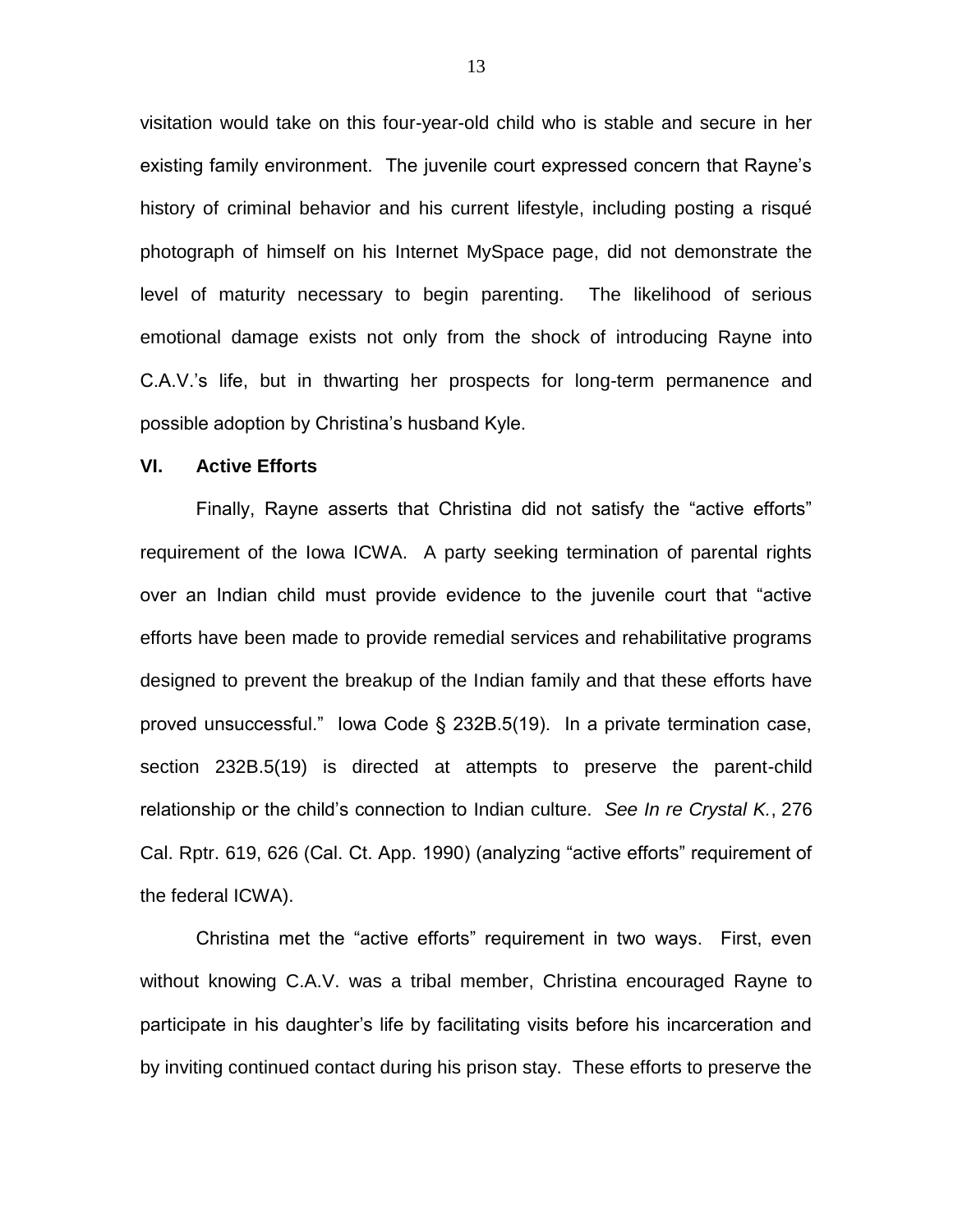visitation would take on this four-year-old child who is stable and secure in her existing family environment. The juvenile court expressed concern that Rayne's history of criminal behavior and his current lifestyle, including posting a risqué photograph of himself on his Internet MySpace page, did not demonstrate the level of maturity necessary to begin parenting. The likelihood of serious emotional damage exists not only from the shock of introducing Rayne into C.A.V.'s life, but in thwarting her prospects for long-term permanence and possible adoption by Christina's husband Kyle.

## VI. Active Efforts

Finally, Rayne asserts that Christina did not satisfy the "active efforts" requirement of the Iowa ICWA. A party seeking termination of parental rights over an Indian child must provide evidence to the juvenile court that "active efforts have been made to provide remedial services and rehabilitative programs designed to prevent the breakup of the Indian family and that these efforts have proved unsuccessful." Iowa Code § 232B.5(19). In a private termination case, section 232B.5(19) is directed at attempts to preserve the parent-child relationship or the child's connection to Indian culture. *See In re Crystal K.*, 276 Cal. Rptr. 619, 626 (Cal. Ct. App. 1990) (analyzing "active efforts" requirement of the federal ICWA).

Christina met the "active efforts" requirement in two ways. First, even without knowing C.A.V. was a tribal member, Christina encouraged Rayne to participate in his daughter's life by facilitating visits before his incarceration and by inviting continued contact during his prison stay. These efforts to preserve the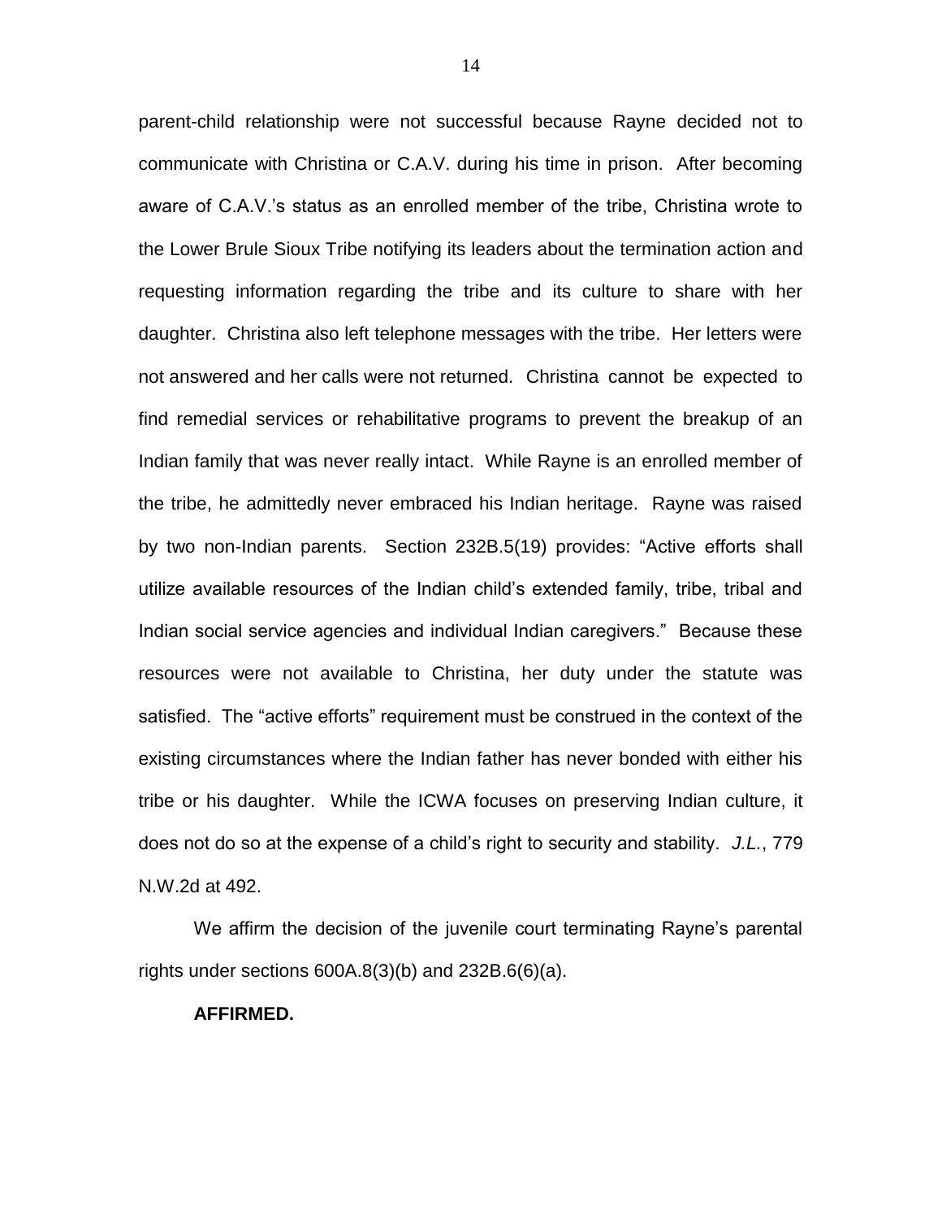parent-child relationship were not successful because Rayne decided not to communicate with Christina or C.A.V. during his time in prison. After becoming aware of C.A.V.'s status as an enrolled member of the tribe, Christina wrote to the Lower Brule Sioux Tribe notifying its leaders about the termination action and requesting information regarding the tribe and its culture to share with her daughter. Christina also left telephone messages with the tribe. Her letters were not answered and her calls were not returned. Christina cannot be expected to find remedial services or rehabilitative programs to prevent the breakup of an Indian family that was never really intact. While Rayne is an enrolled member of the tribe, he admittedly never embraced his Indian heritage. Rayne was raised by two non-Indian parents. Section 232B.5(19) provides: "Active efforts shall utilize available resources of the Indian child's extended family, tribe, tribal and Indian social service agencies and individual Indian caregivers." Because these resources were not available to Christina, her duty under the statute was satisfied. The "active efforts" requirement must be construed in the context of the existing circumstances where the Indian father has never bonded with either his tribe or his daughter. While the ICWA focuses on preserving Indian culture, it does not do so at the expense of a child's right to security and stability. *J.L.*, 779 N.W.2d at 492.

We affirm the decision of the juvenile court terminating Rayne's parental rights under sections 600A.8(3)(b) and 232B.6(6)(a).

**AFFIRMED.**